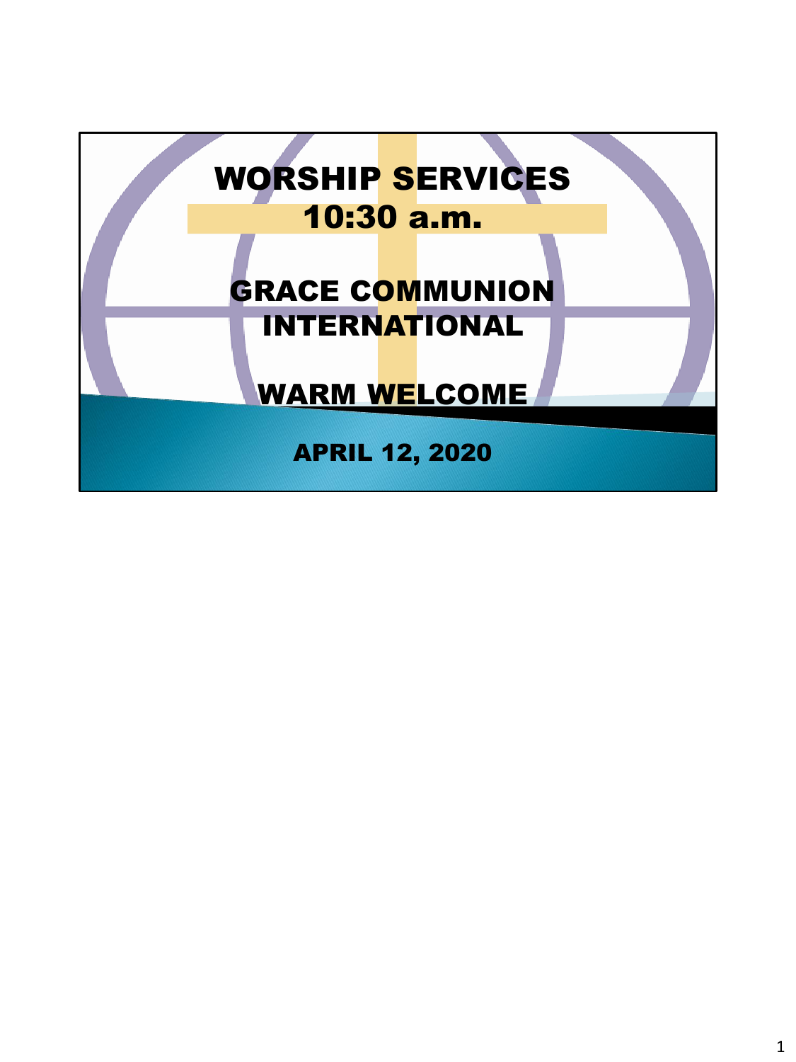# WORSHIP SERVICES
## 10:30 a.m.

## GRACE COMMUNION INTERNATIONAL

## WARM WELCOME

**APRIL 12, 2020**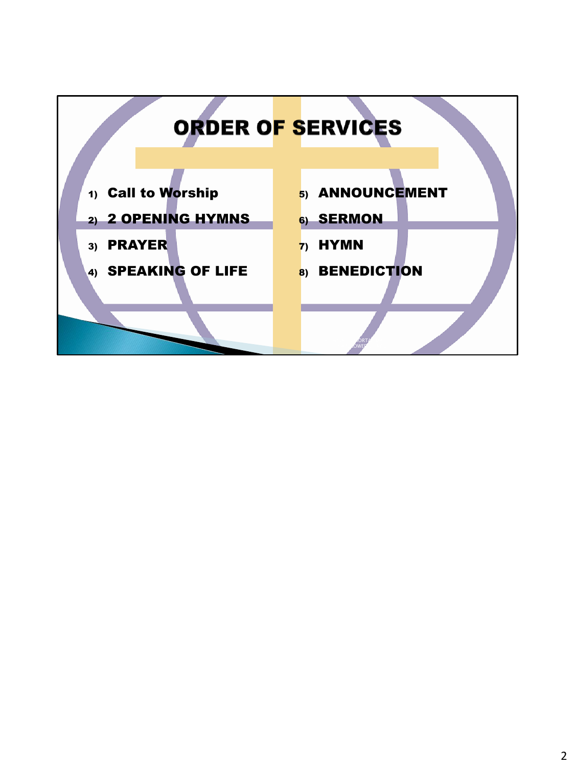# ORDER OF SERVICES

1) Call to Worship
2) 2 OPENING HYMNS
3) PRAYER
4) SPEAKING OF LIFE
5) ANNOUNCEMENT
6) SERMON
7) HYMN
8) BENEDICTION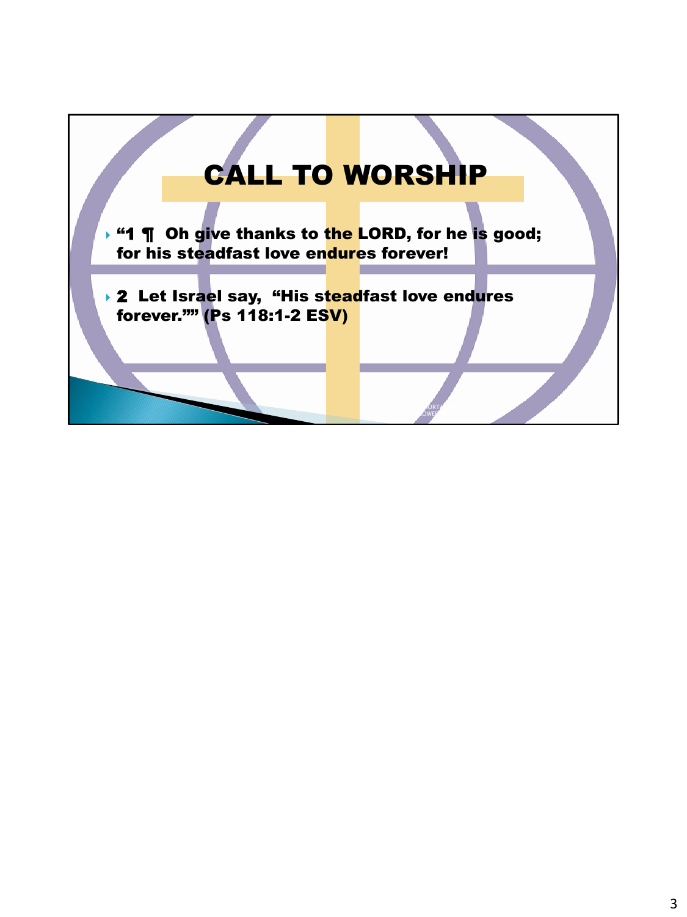# CALL TO WORSHIP

- **"1 ¶ Oh give thanks to the LORD, for he is good; for his steadfast love endures forever!**
- **2 Let Israel say, "His steadfast love endures forever."" (Ps 118:1-2 ESV)**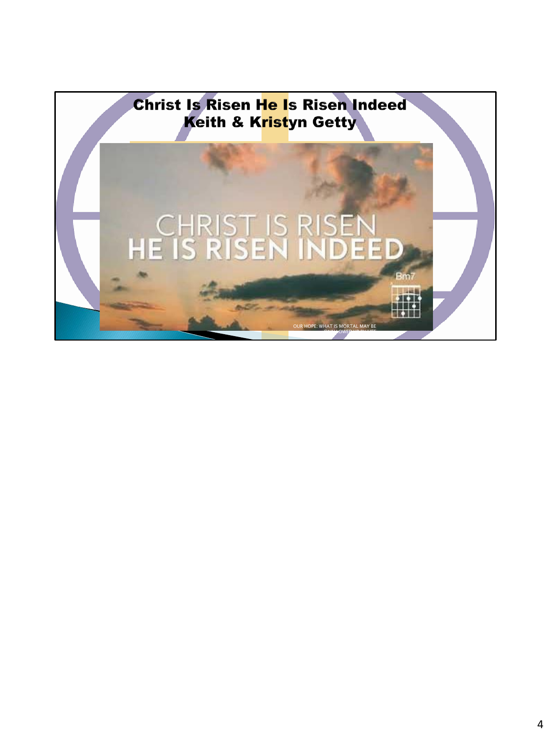# Christ Is Risen He Is Risen Indeed
## Keith & Kristyn Getty

CHRIST IS RISEN
HE IS RISEN INDEED

Bm7

OUR HOPE: WHAT IS MORTAL MAY BE SWALLOWED UP BY LIFE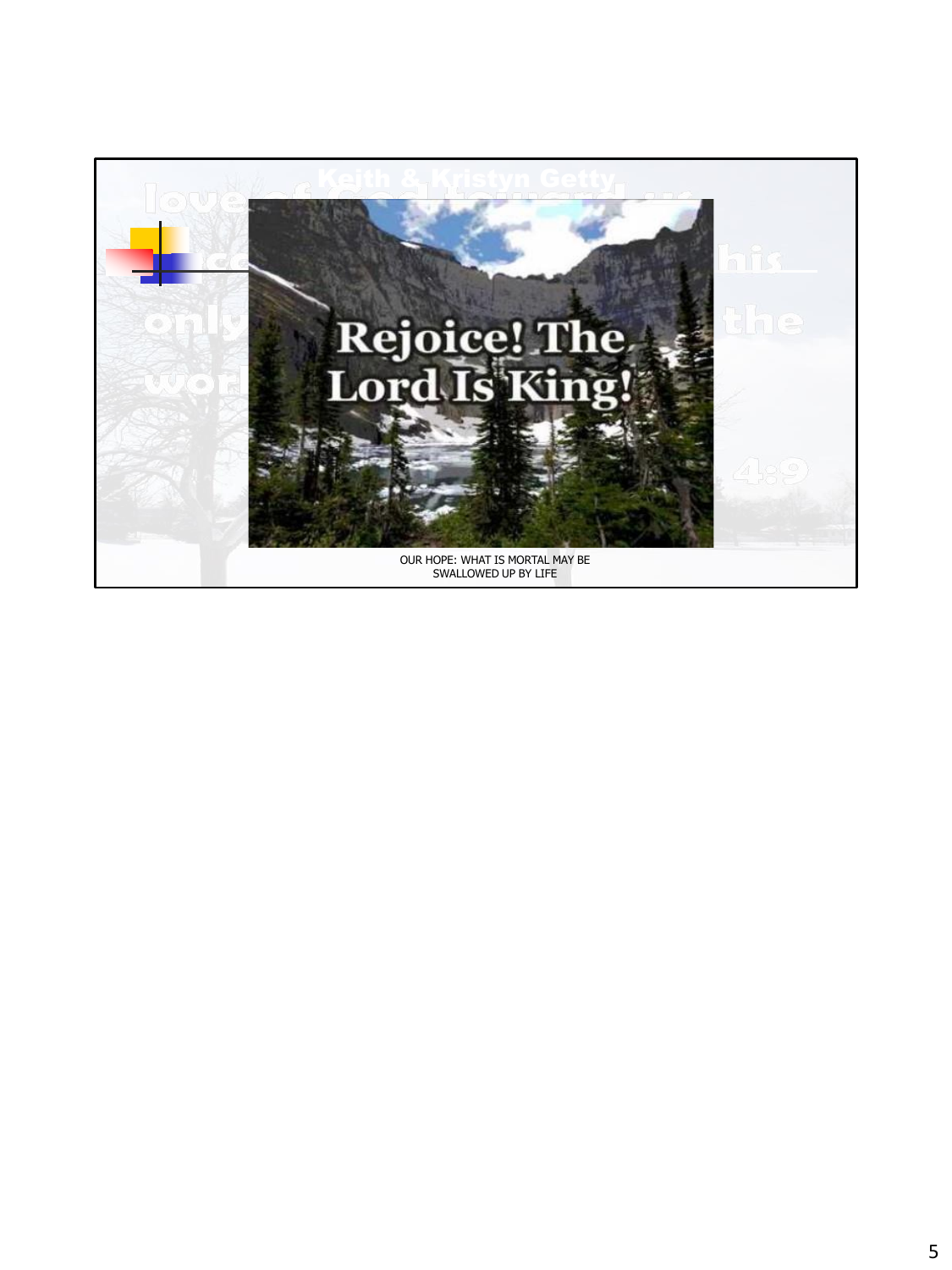Keith & Kristyn Getty

Rejoice! The Lord Is King!

OUR HOPE: WHAT IS MORTAL MAY BE SWALLOWED UP BY LIFE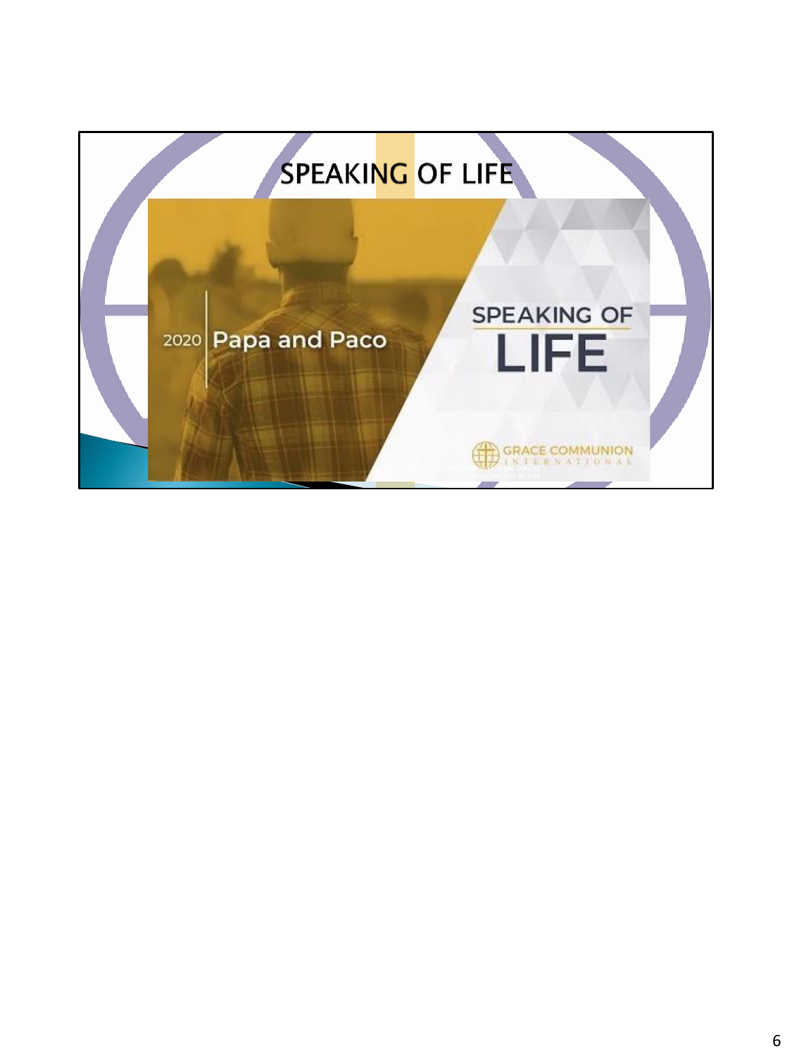# SPEAKING OF LIFE

2020 | Papa and Paco

SPEAKING OF LIFE

GRACE COMMUNION INTERNATIONAL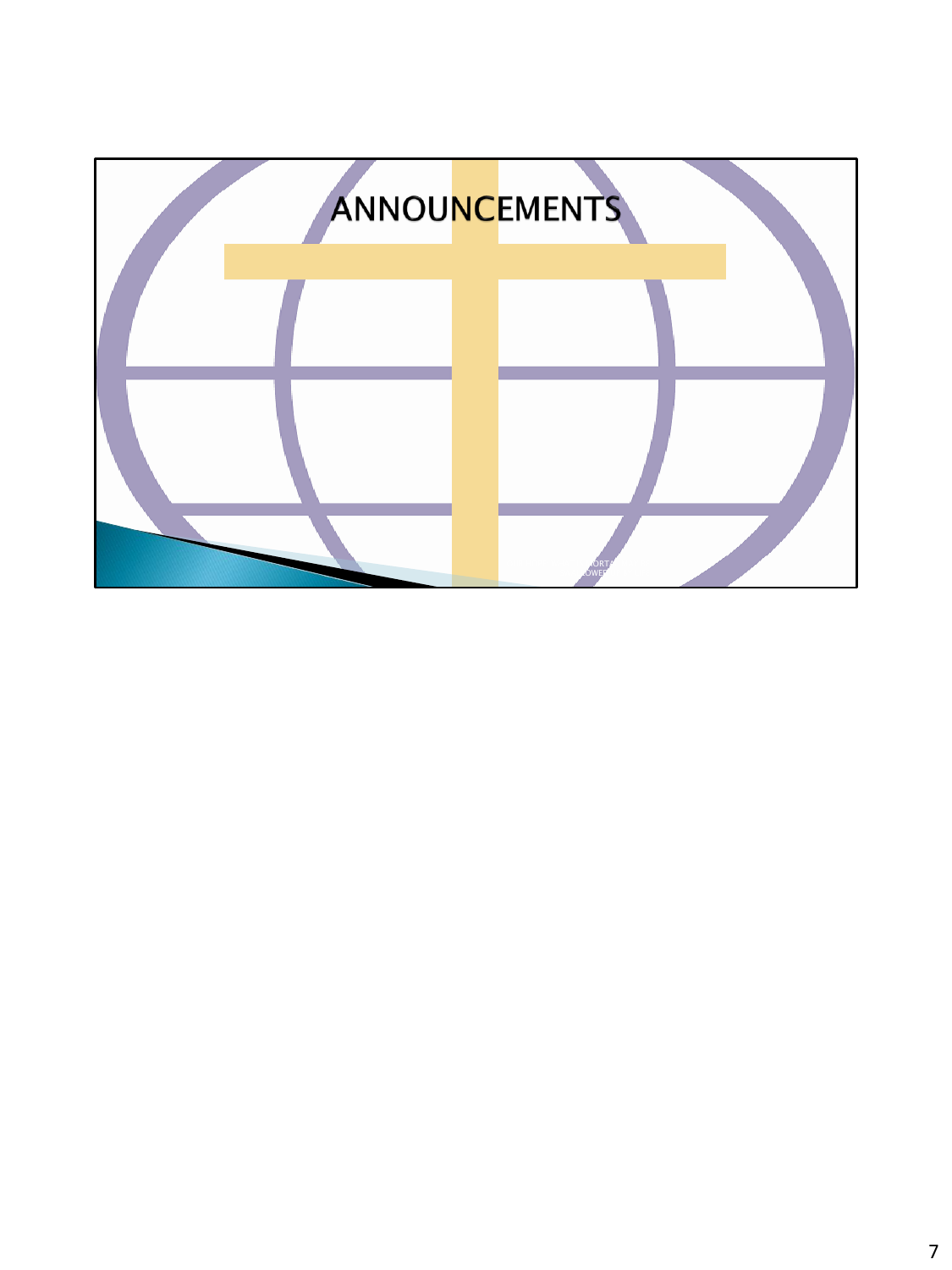# ANNOUNCEMENTS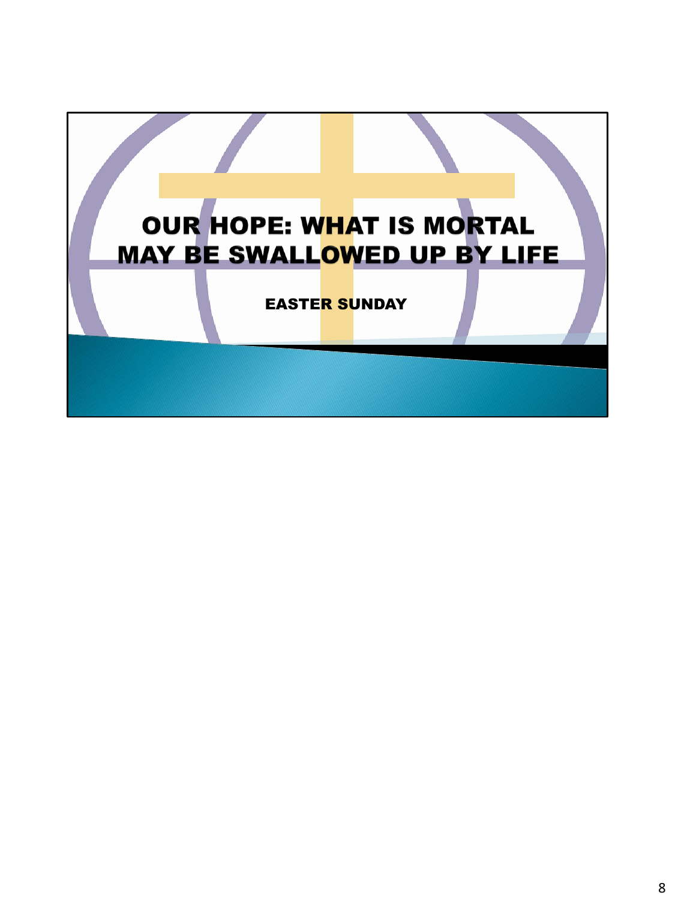# OUR HOPE: WHAT IS MORTAL MAY BE SWALLOWED UP BY LIFE

EASTER SUNDAY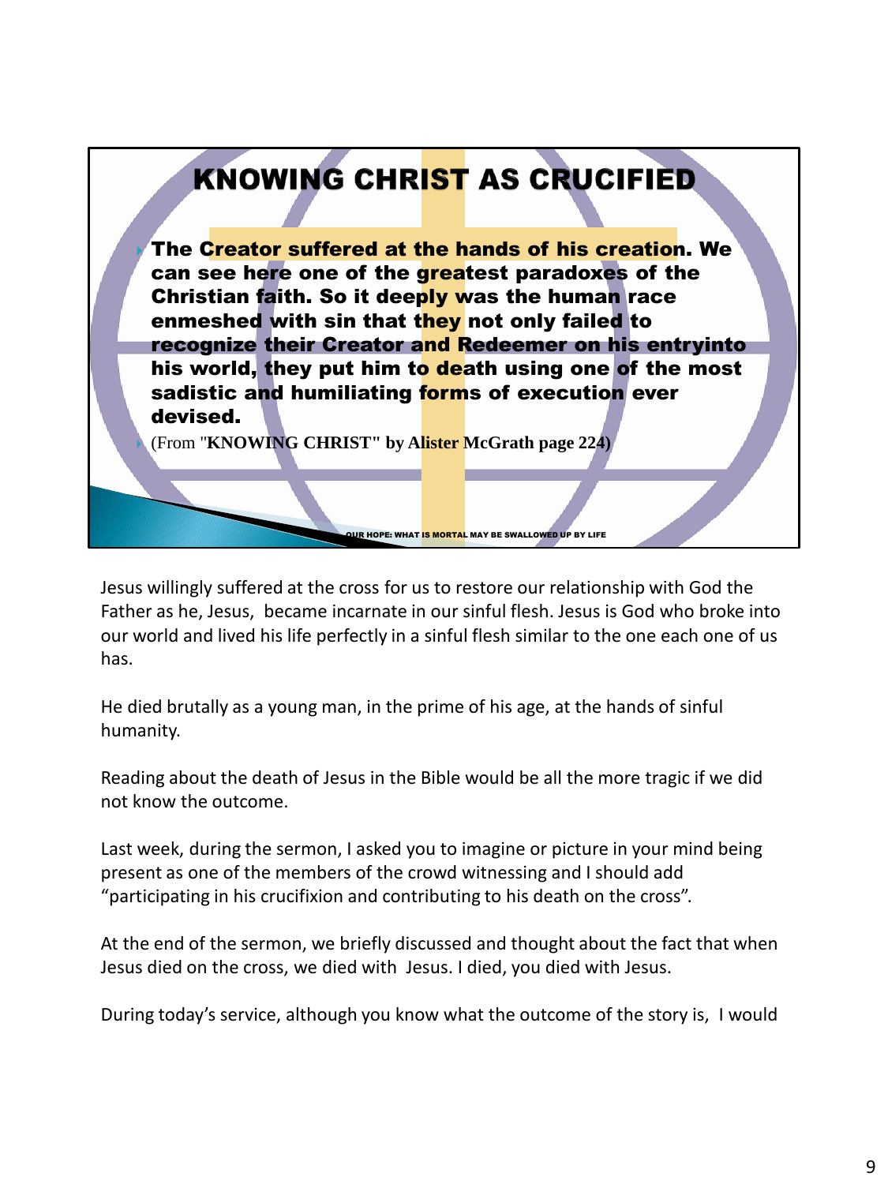## KNOWING CHRIST AS CRUCIFIED

- **The Creator suffered at the hands of his creation. We can see here one of the greatest paradoxes of the Christian faith. So it deeply was the human race enmeshed with sin that they not only failed to recognize their Creator and Redeemer on his entryinto his world, they put him to death using one of the most sadistic and humiliating forms of execution ever devised.**
- (From "**KNOWING CHRIST" by Alister McGrath page 224)**

OUR HOPE: WHAT IS MORTAL MAY BE SWALLOWED UP BY LIFE

Jesus willingly suffered at the cross for us to restore our relationship with God the Father as he, Jesus, became incarnate in our sinful flesh. Jesus is God who broke into our world and lived his life perfectly in a sinful flesh similar to the one each one of us has.

He died brutally as a young man, in the prime of his age, at the hands of sinful humanity.

Reading about the death of Jesus in the Bible would be all the more tragic if we did not know the outcome.

Last week, during the sermon, I asked you to imagine or picture in your mind being present as one of the members of the crowd witnessing and I should add "participating in his crucifixion and contributing to his death on the cross".

At the end of the sermon, we briefly discussed and thought about the fact that when Jesus died on the cross, we died with Jesus. I died, you died with Jesus.

During today's service, although you know what the outcome of the story is, I would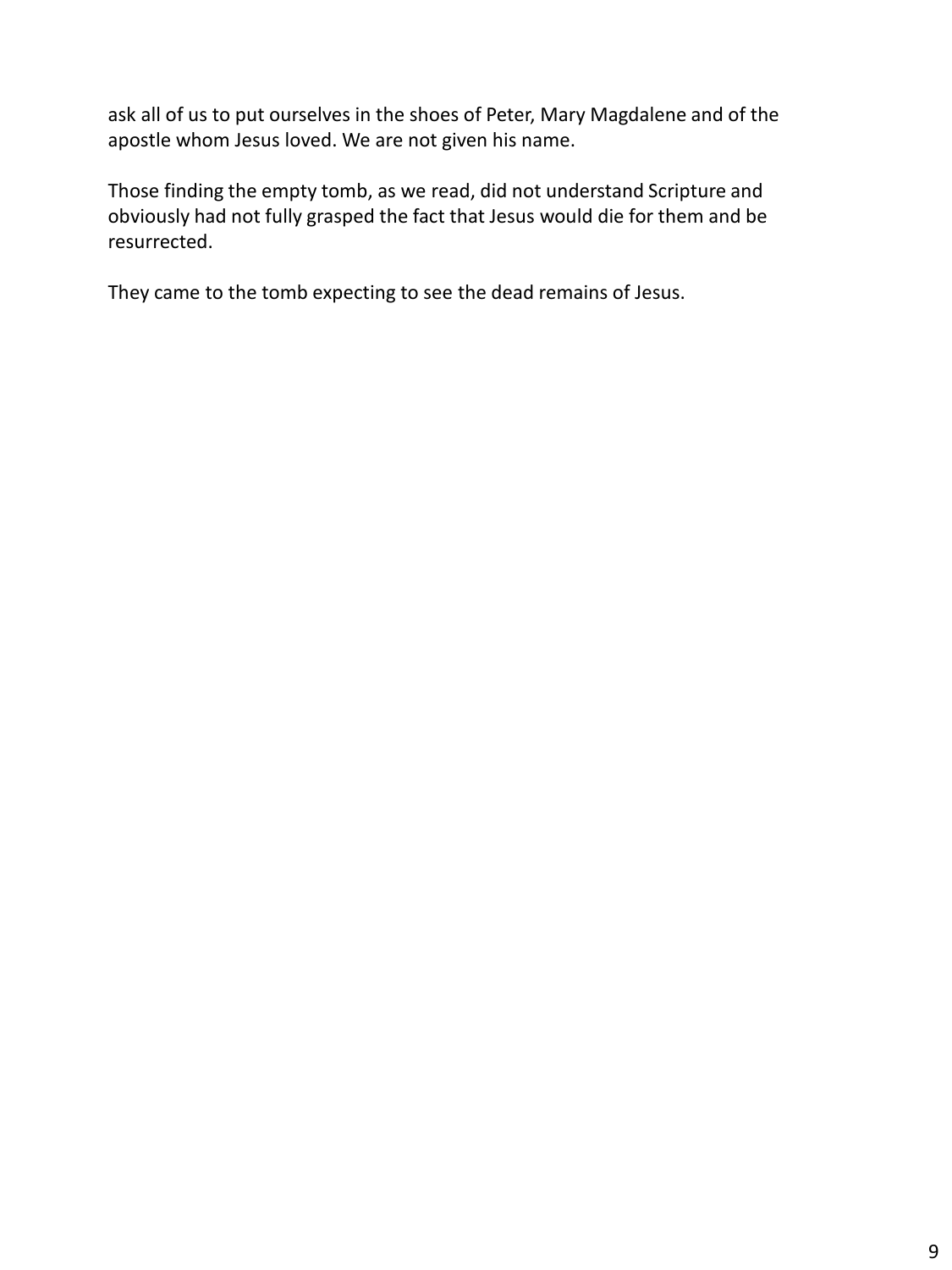ask all of us to put ourselves in the shoes of Peter, Mary Magdalene and of the apostle whom Jesus loved. We are not given his name.

Those finding the empty tomb, as we read, did not understand Scripture and obviously had not fully grasped the fact that Jesus would die for them and be resurrected.

They came to the tomb expecting to see the dead remains of Jesus.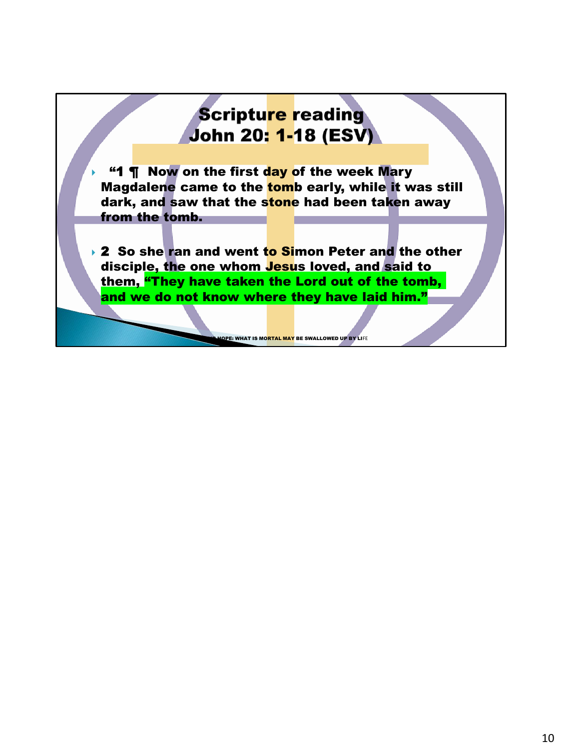# Scripture reading
# John 20: 1-18 (ESV)

- **"1 ¶ Now on the first day of the week Mary Magdalene came to the tomb early, while it was still dark, and saw that the stone had been taken away from the tomb.**
- **2 So she ran and went to Simon Peter and the other disciple, the one whom Jesus loved, and said to them, "They have taken the Lord out of the tomb, and we do not know where they have laid him."**

HOPE: WHAT IS MORTAL MAY BE SWALLOWED UP BY LIFE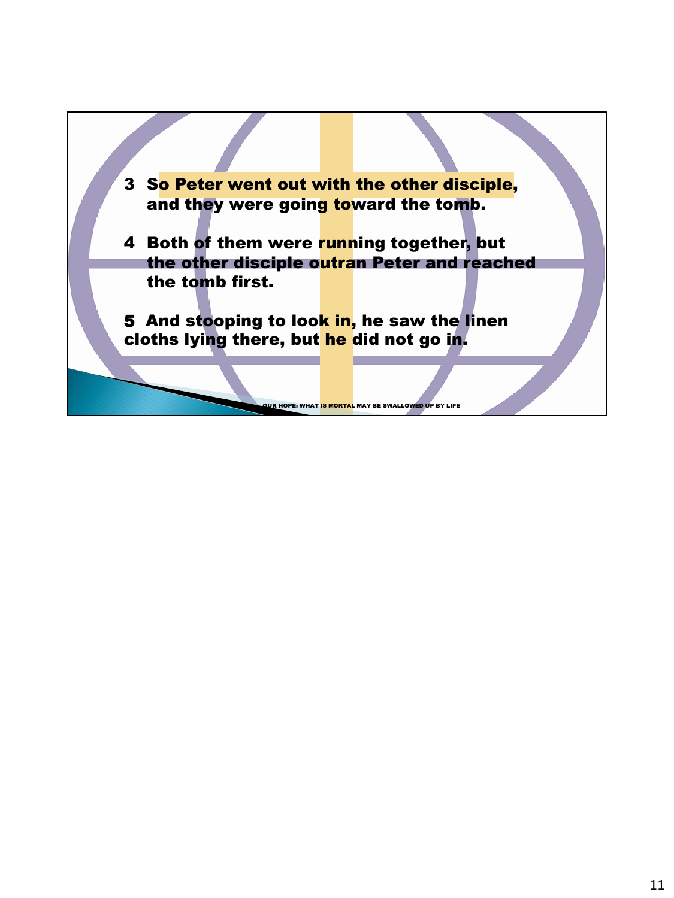3 So Peter went out with the other disciple, and they were going toward the tomb.

4 Both of them were running together, but the other disciple outran Peter and reached the tomb first.

5 And stooping to look in, he saw the linen cloths lying there, but he did not go in.

OUR HOPE: WHAT IS MORTAL MAY BE SWALLOWED UP BY LIFE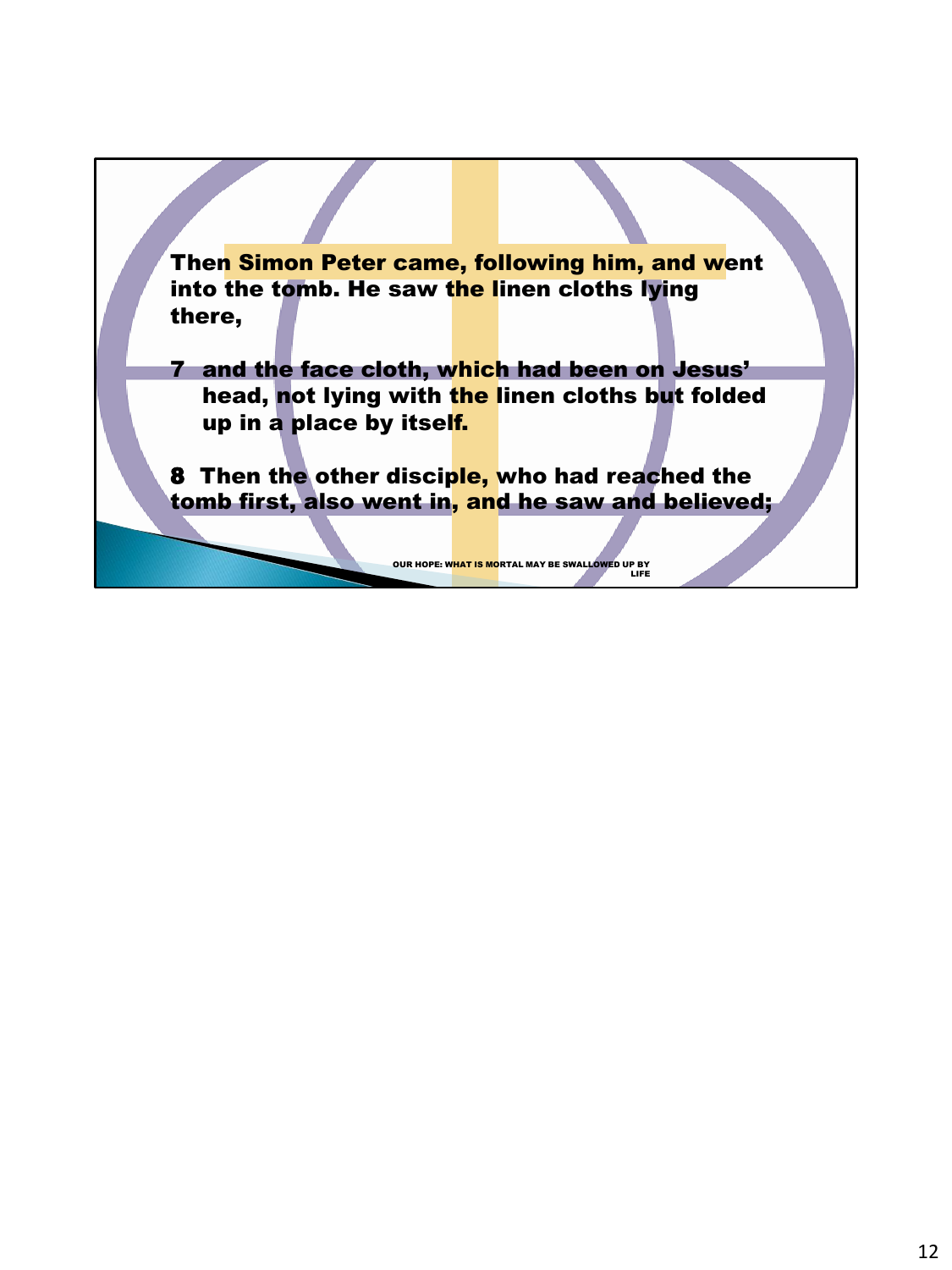**Then Simon Peter came, following him, and went into the tomb. He saw the linen cloths lying there,**

**7 and the face cloth, which had been on Jesus' head, not lying with the linen cloths but folded up in a place by itself.**

**8 Then the other disciple, who had reached the tomb first, also went in, and he saw and believed;**

OUR HOPE: WHAT IS MORTAL MAY BE SWALLOWED UP BY LIFE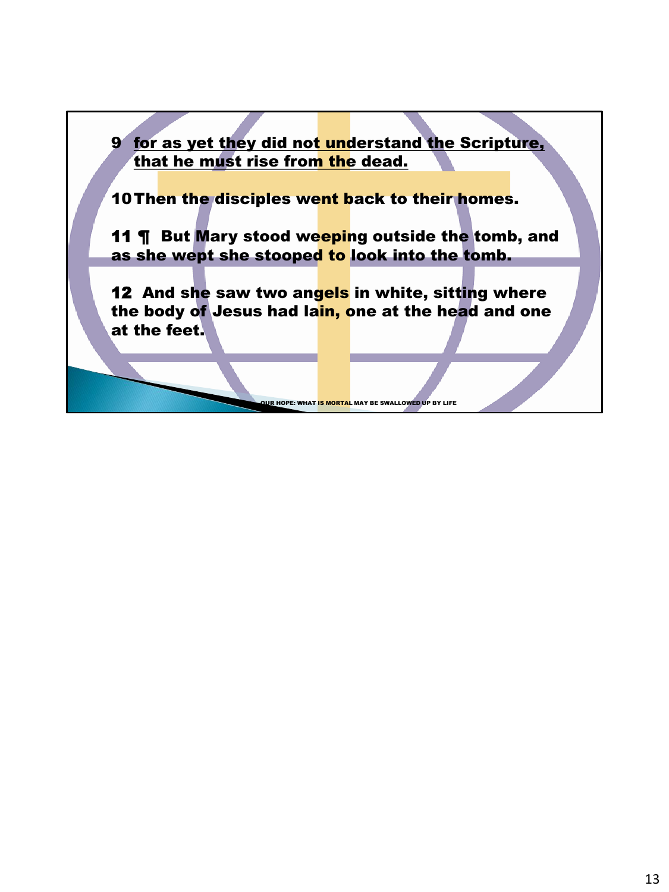**9** <u>**for as yet they did not understand the Scripture, that he must rise from the dead.**</u>

**10 Then the disciples went back to their homes.**

**11 ¶ But Mary stood weeping outside the tomb, and as she wept she stooped to look into the tomb.**

**12 And she saw two angels in white, sitting where the body of Jesus had lain, one at the head and one at the feet.**

OUR HOPE: WHAT IS MORTAL MAY BE SWALLOWED UP BY LIFE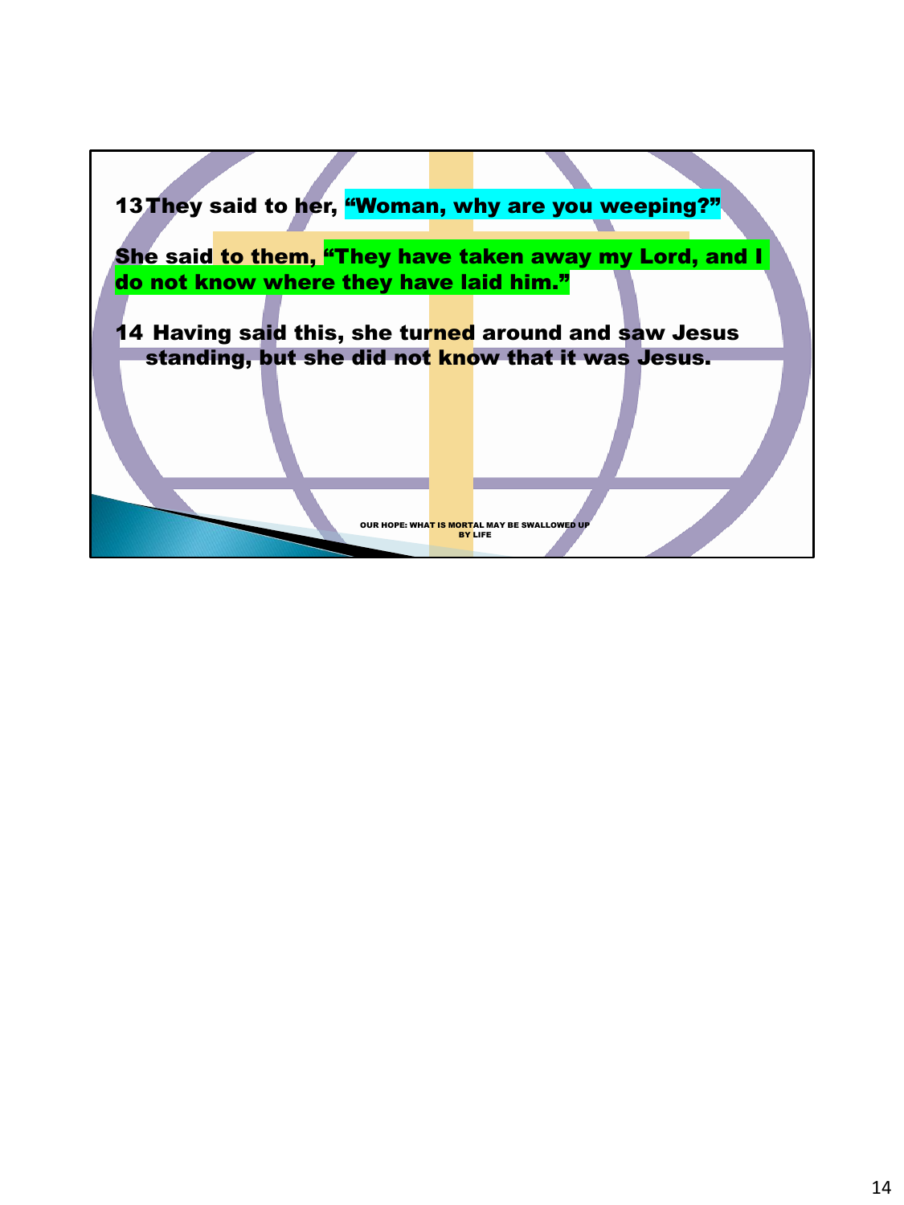**13 They said to her, "Woman, why are you weeping?"**

**She said to them, "They have taken away my Lord, and I do not know where they have laid him."**

**14 Having said this, she turned around and saw Jesus standing, but she did not know that it was Jesus.**

OUR HOPE: WHAT IS MORTAL MAY BE SWALLOWED UP BY LIFE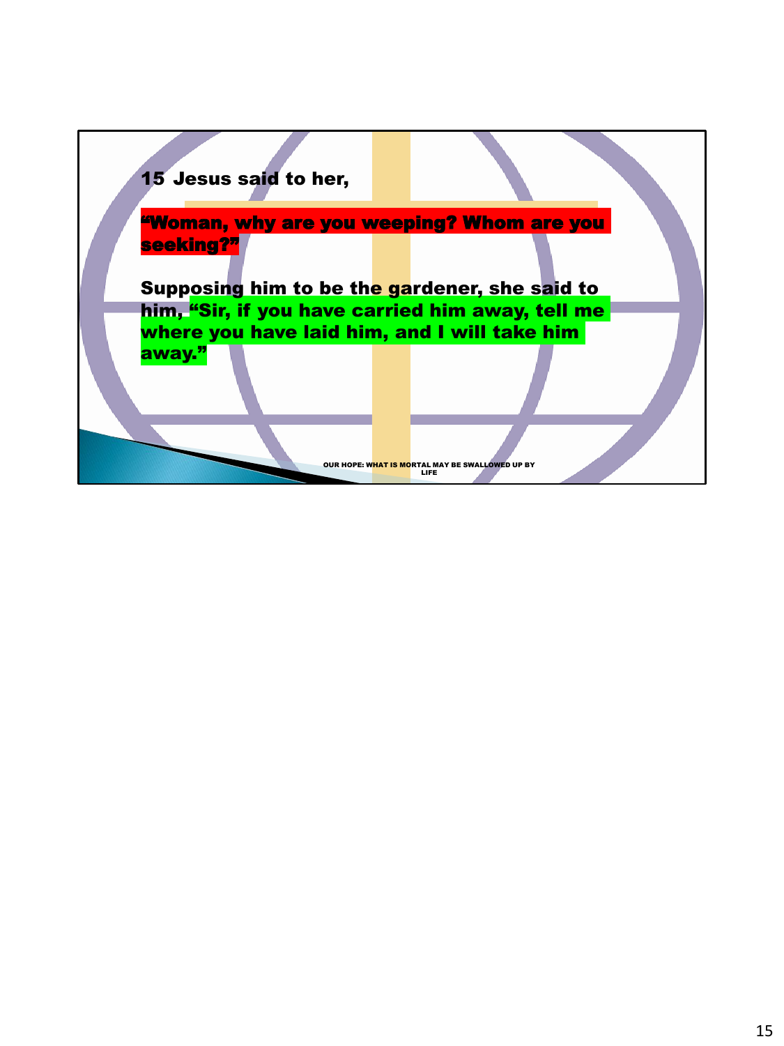15 Jesus said to her,

"Woman, why are you weeping? Whom are you seeking?"

Supposing him to be the gardener, she said to him, "Sir, if you have carried him away, tell me where you have laid him, and I will take him away."

OUR HOPE: WHAT IS MORTAL MAY BE SWALLOWED UP BY LIFE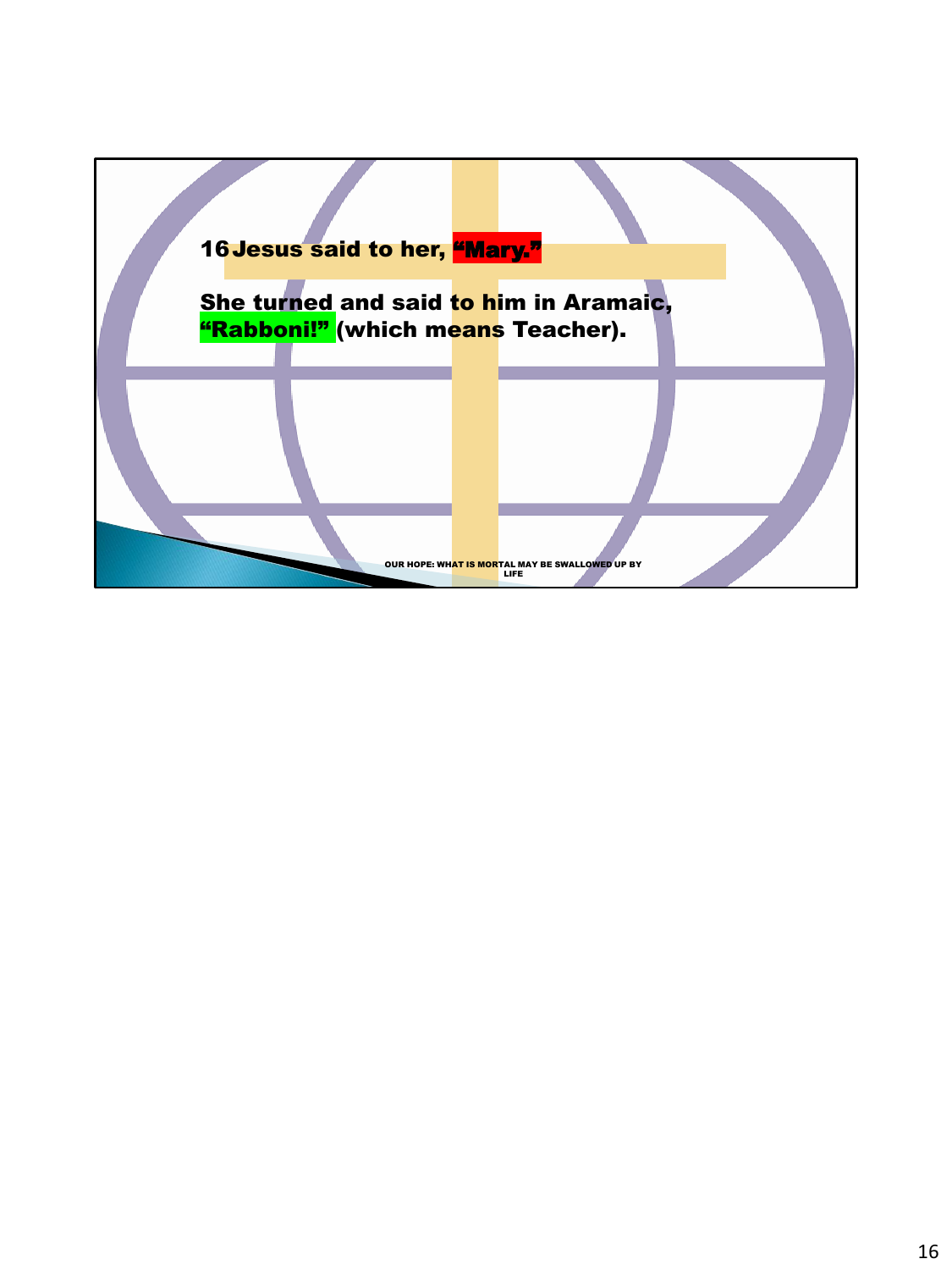16 Jesus said to her, "Mary."

She turned and said to him in Aramaic, "Rabboni!" (which means Teacher).

OUR HOPE: WHAT IS MORTAL MAY BE SWALLOWED UP BY LIFE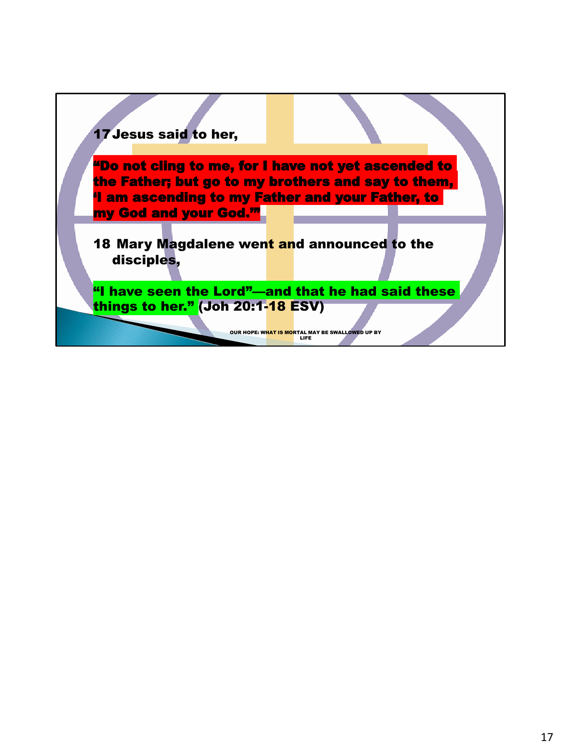17 Jesus said to her,

**“Do not cling to me, for I have not yet ascended to the Father; but go to my brothers and say to them, ‘I am ascending to my Father and your Father, to my God and your God.’”**

18 Mary Magdalene went and announced to the disciples,

**“I have seen the Lord”—and that he had said these things to her.”** (Joh 20:1-18 ESV)

OUR HOPE: WHAT IS MORTAL MAY BE SWALLOWED UP BY LIFE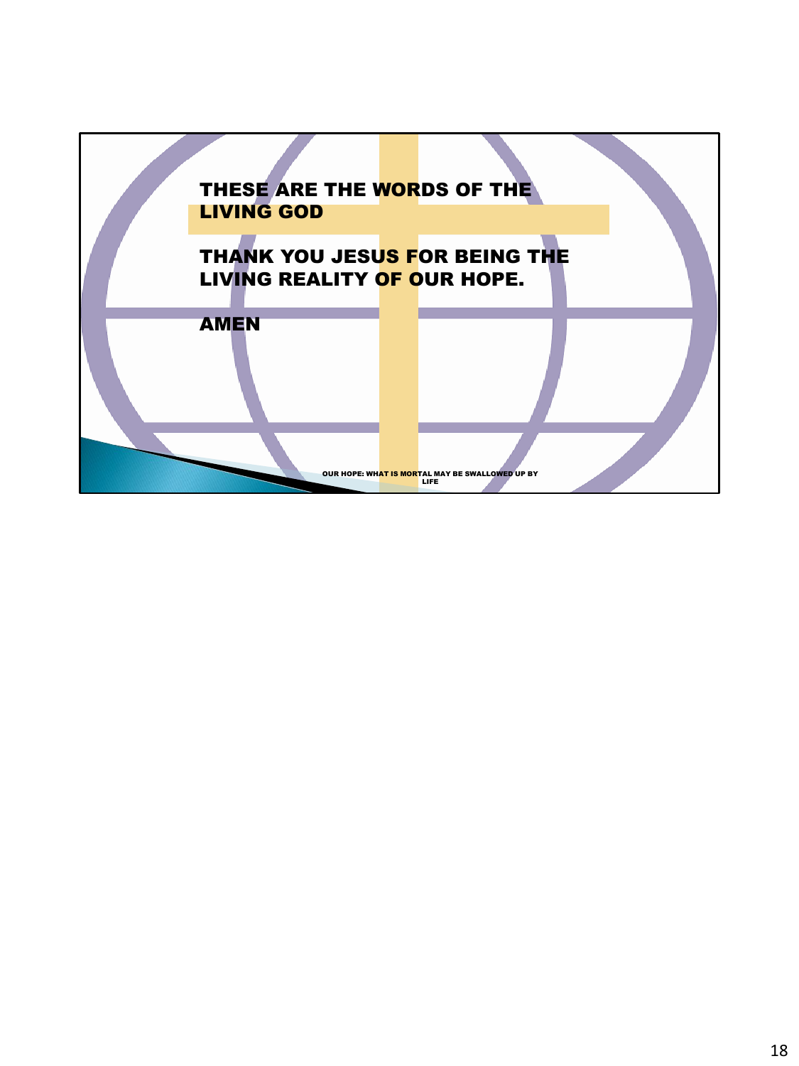THESE ARE THE WORDS OF THE LIVING GOD

THANK YOU JESUS FOR BEING THE LIVING REALITY OF OUR HOPE.

AMEN

OUR HOPE: WHAT IS MORTAL MAY BE SWALLOWED UP BY LIFE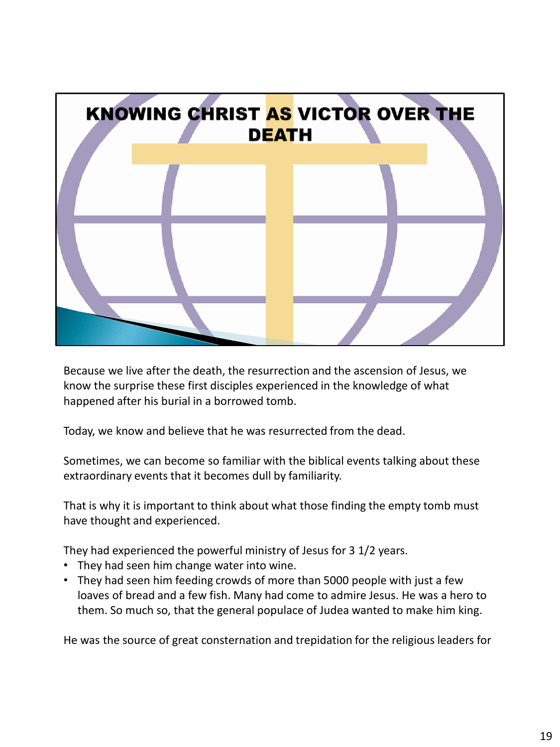# KNOWING CHRIST AS VICTOR OVER THE DEATH

Because we live after the death, the resurrection and the ascension of Jesus, we know the surprise these first disciples experienced in the knowledge of what happened after his burial in a borrowed tomb.

Today, we know and believe that he was resurrected from the dead.

Sometimes, we can become so familiar with the biblical events talking about these extraordinary events that it becomes dull by familiarity.

That is why it is important to think about what those finding the empty tomb must have thought and experienced.

They had experienced the powerful ministry of Jesus for 3 1/2 years.

- They had seen him change water into wine.
- They had seen him feeding crowds of more than 5000 people with just a few loaves of bread and a few fish. Many had come to admire Jesus. He was a hero to them. So much so, that the general populace of Judea wanted to make him king.

He was the source of great consternation and trepidation for the religious leaders for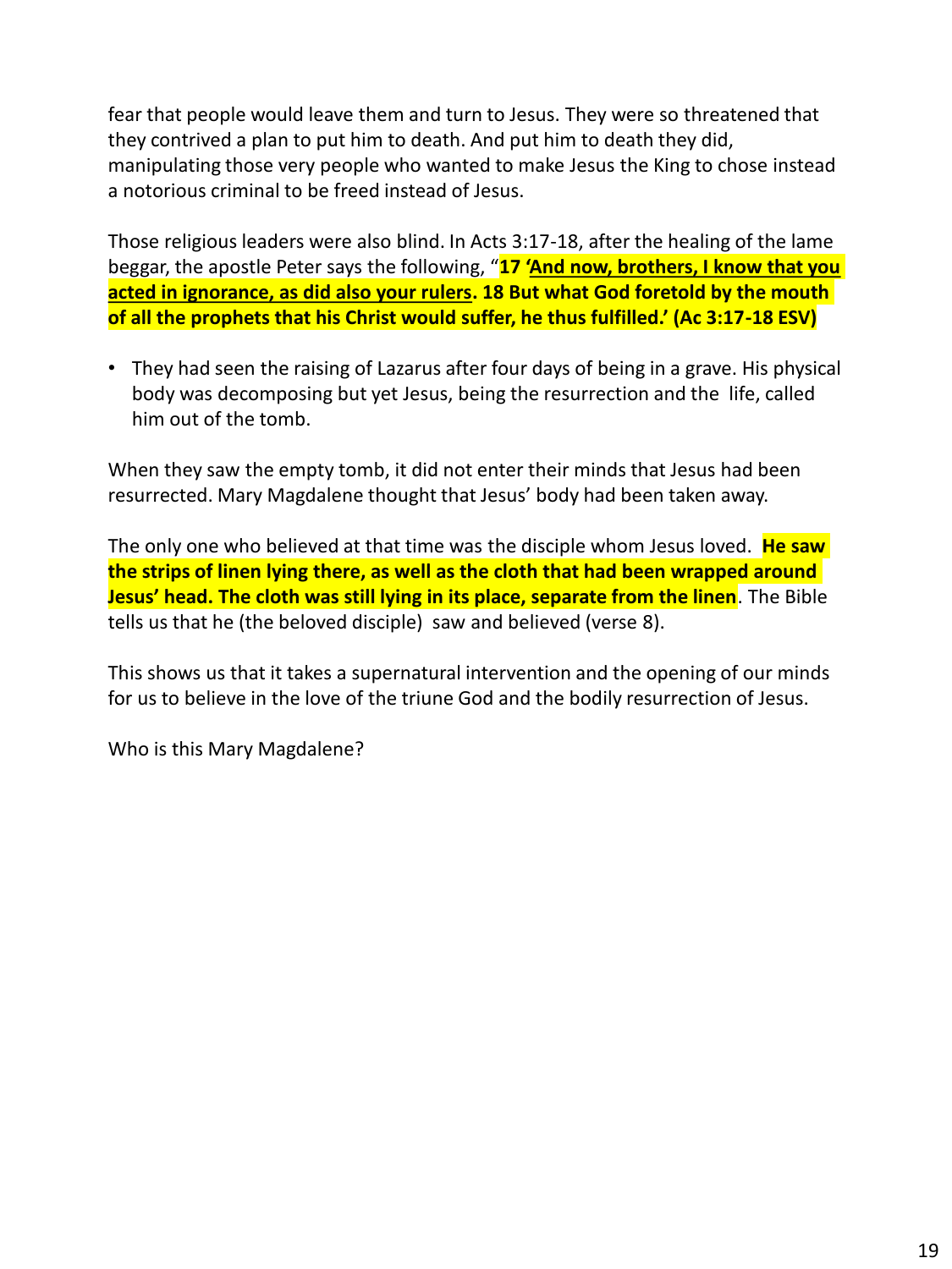fear that people would leave them and turn to Jesus. They were so threatened that they contrived a plan to put him to death. And put him to death they did, manipulating those very people who wanted to make Jesus the King to chose instead a notorious criminal to be freed instead of Jesus.

Those religious leaders were also blind. In Acts 3:17-18, after the healing of the lame beggar, the apostle Peter says the following, "**17 '<u>And now, brothers, I know that you acted in ignorance, as did also your rulers</u>. 18 But what God foretold by the mouth of all the prophets that his Christ would suffer, he thus fulfilled.' (Ac 3:17-18 ESV)**

- They had seen the raising of Lazarus after four days of being in a grave. His physical body was decomposing but yet Jesus, being the resurrection and the life, called him out of the tomb.

When they saw the empty tomb, it did not enter their minds that Jesus had been resurrected. Mary Magdalene thought that Jesus' body had been taken away.

The only one who believed at that time was the disciple whom Jesus loved. **He saw the strips of linen lying there, as well as the cloth that had been wrapped around Jesus' head. The cloth was still lying in its place, separate from the linen**. The Bible tells us that he (the beloved disciple) saw and believed (verse 8).

This shows us that it takes a supernatural intervention and the opening of our minds for us to believe in the love of the triune God and the bodily resurrection of Jesus.

Who is this Mary Magdalene?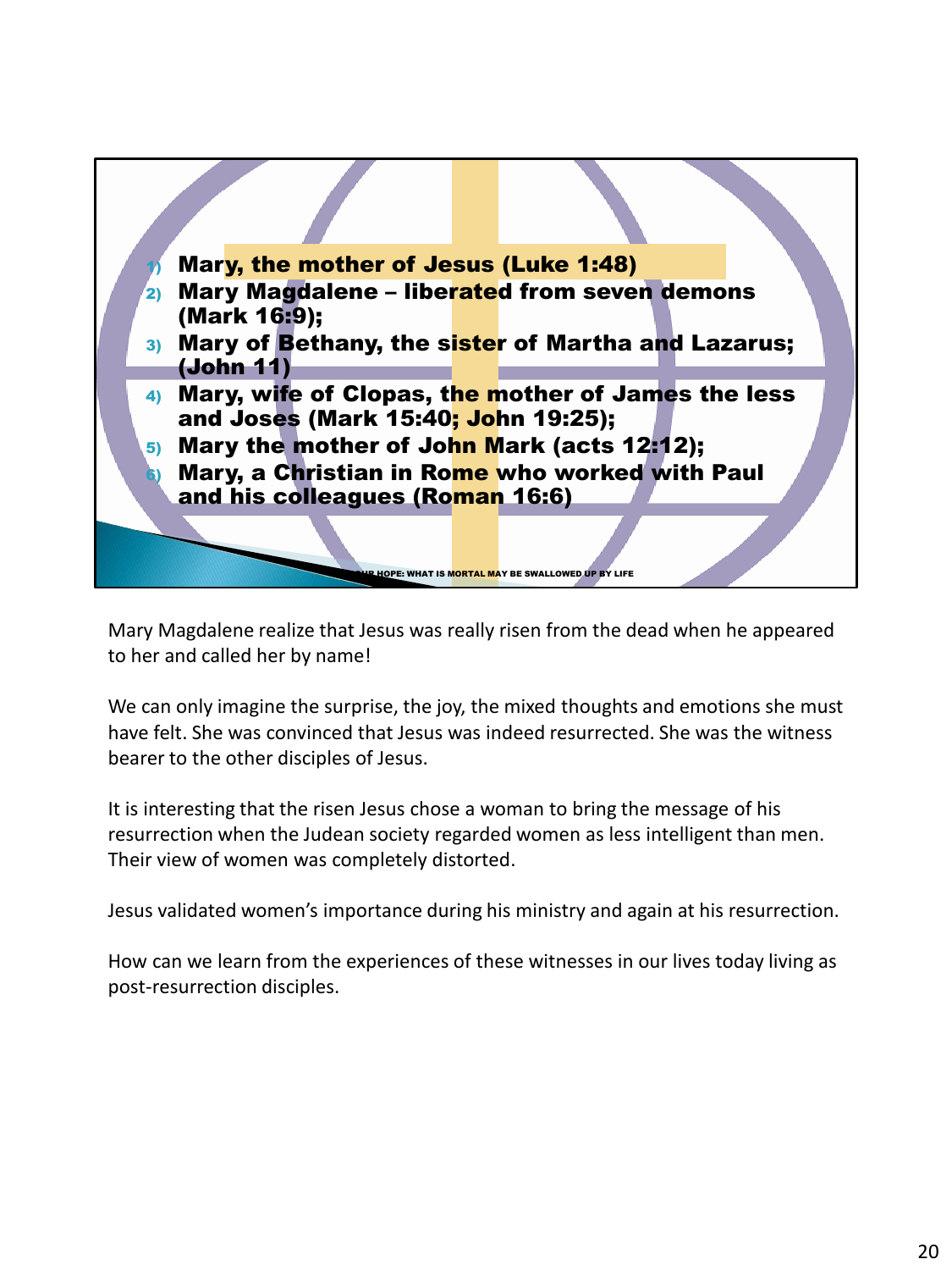1) **Mary, the mother of Jesus (Luke 1:48)**
2) **Mary Magdalene – liberated from seven demons (Mark 16:9);**
3) **Mary of Bethany, the sister of Martha and Lazarus; (John 11)**
4) **Mary, wife of Clopas, the mother of James the less and Joses (Mark 15:40; John 19:25);**
5) **Mary the mother of John Mark (acts 12:12);**
6) **Mary, a Christian in Rome who worked with Paul and his colleagues (Roman 16:6)**

OUR HOPE: WHAT IS MORTAL MAY BE SWALLOWED UP BY LIFE

Mary Magdalene realize that Jesus was really risen from the dead when he appeared to her and called her by name!

We can only imagine the surprise, the joy, the mixed thoughts and emotions she must have felt. She was convinced that Jesus was indeed resurrected. She was the witness bearer to the other disciples of Jesus.

It is interesting that the risen Jesus chose a woman to bring the message of his resurrection when the Judean society regarded women as less intelligent than men. Their view of women was completely distorted.

Jesus validated women's importance during his ministry and again at his resurrection.

How can we learn from the experiences of these witnesses in our lives today living as post-resurrection disciples.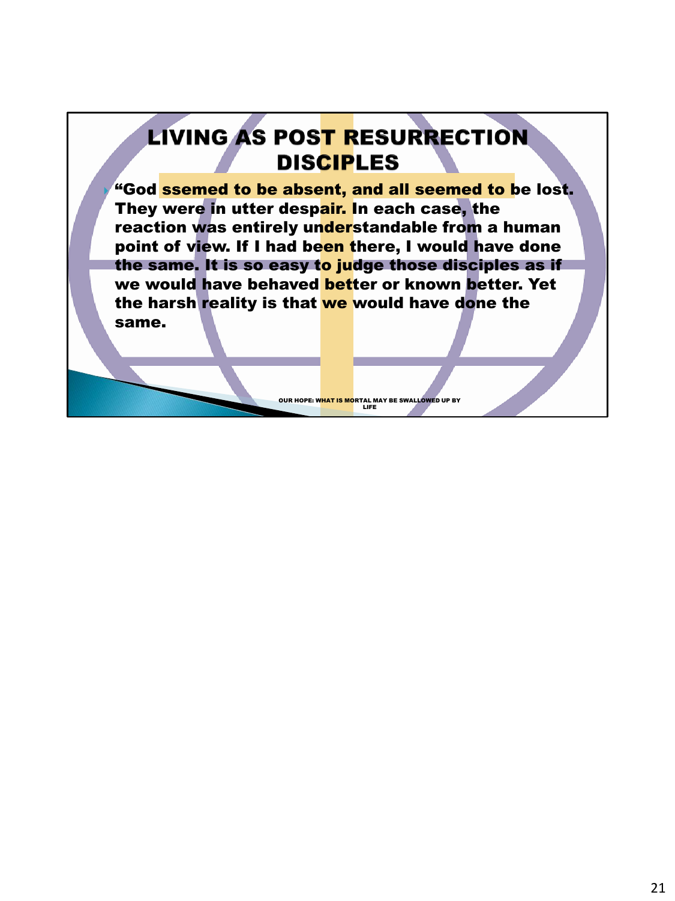# LIVING AS POST RESURRECTION DISCIPLES

- “God ssemed to be absent, and all seemed to be lost. They were in utter despair. In each case, the reaction was entirely understandable from a human point of view. If I had been there, I would have done the same. It is so easy to judge those disciples as if we would have behaved better or known better. Yet the harsh reality is that we would have done the same.

OUR HOPE: WHAT IS MORTAL MAY BE SWALLOWED UP BY LIFE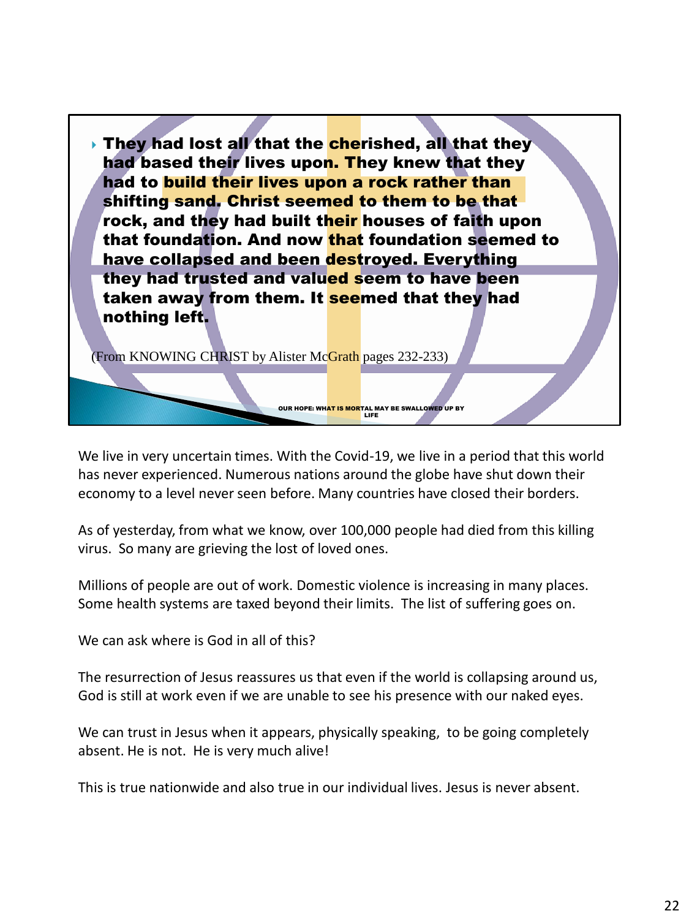- **They had lost all that the cherished, all that they had based their lives upon. They knew that they had to build their lives upon a rock rather than shifting sand. Christ seemed to them to be that rock, and they had built their houses of faith upon that foundation. And now that foundation seemed to have collapsed and been destroyed. Everything they had trusted and valued seem to have been taken away from them. It seemed that they had nothing left.**

(From KNOWING CHRIST by Alister McGrath pages 232-233)

OUR HOPE: WHAT IS MORTAL MAY BE SWALLOWED UP BY LIFE

We live in very uncertain times. With the Covid-19, we live in a period that this world has never experienced. Numerous nations around the globe have shut down their economy to a level never seen before. Many countries have closed their borders.

As of yesterday, from what we know, over 100,000 people had died from this killing virus. So many are grieving the lost of loved ones.

Millions of people are out of work. Domestic violence is increasing in many places. Some health systems are taxed beyond their limits. The list of suffering goes on.

We can ask where is God in all of this?

The resurrection of Jesus reassures us that even if the world is collapsing around us, God is still at work even if we are unable to see his presence with our naked eyes.

We can trust in Jesus when it appears, physically speaking, to be going completely absent. He is not. He is very much alive!

This is true nationwide and also true in our individual lives. Jesus is never absent.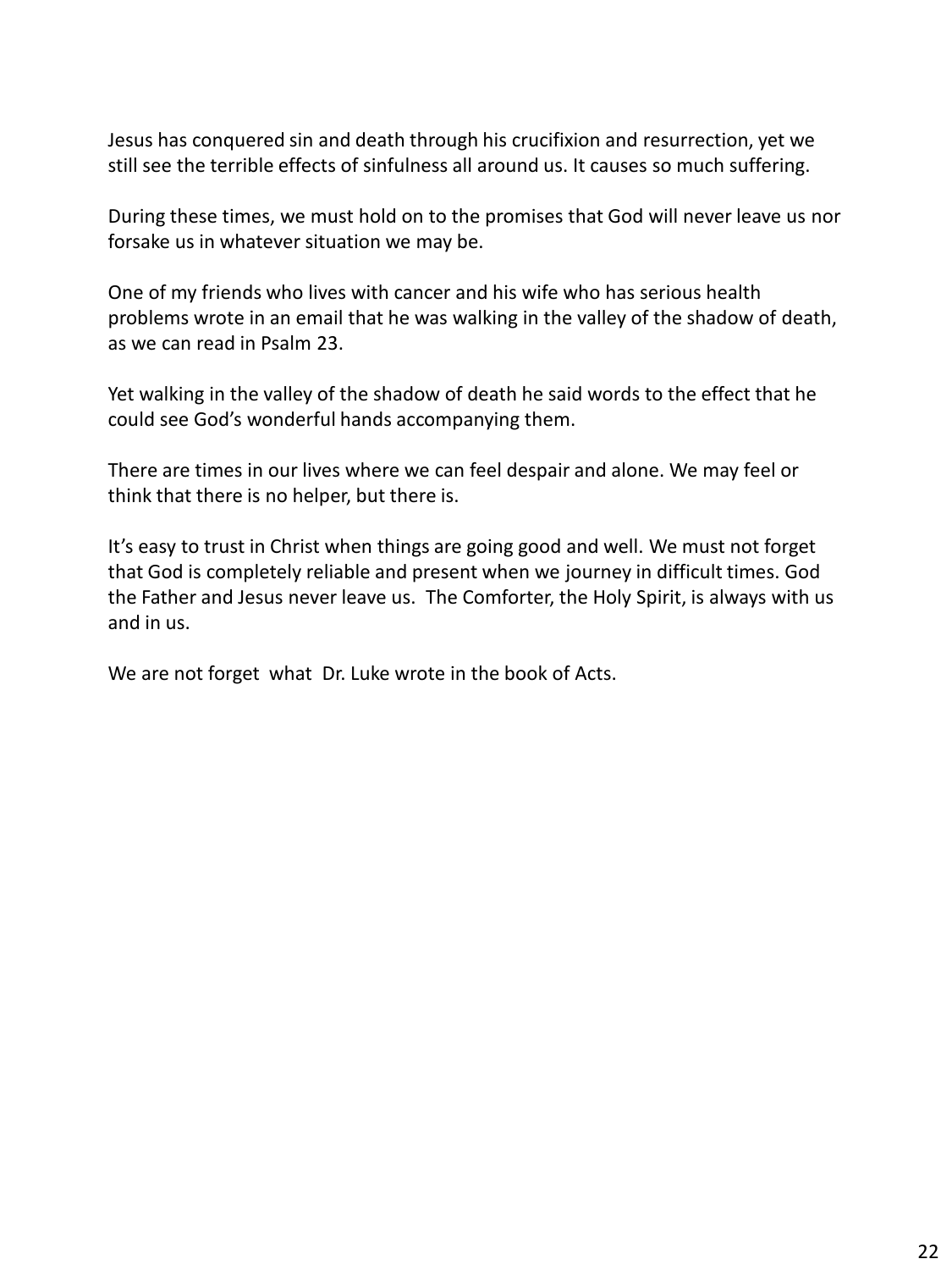Jesus has conquered sin and death through his crucifixion and resurrection, yet we still see the terrible effects of sinfulness all around us. It causes so much suffering.

During these times, we must hold on to the promises that God will never leave us nor forsake us in whatever situation we may be.

One of my friends who lives with cancer and his wife who has serious health problems wrote in an email that he was walking in the valley of the shadow of death, as we can read in Psalm 23.

Yet walking in the valley of the shadow of death he said words to the effect that he could see God's wonderful hands accompanying them.

There are times in our lives where we can feel despair and alone. We may feel or think that there is no helper, but there is.

It's easy to trust in Christ when things are going good and well. We must not forget that God is completely reliable and present when we journey in difficult times. God the Father and Jesus never leave us.  The Comforter, the Holy Spirit, is always with us and in us.

We are not forget  what  Dr. Luke wrote in the book of Acts.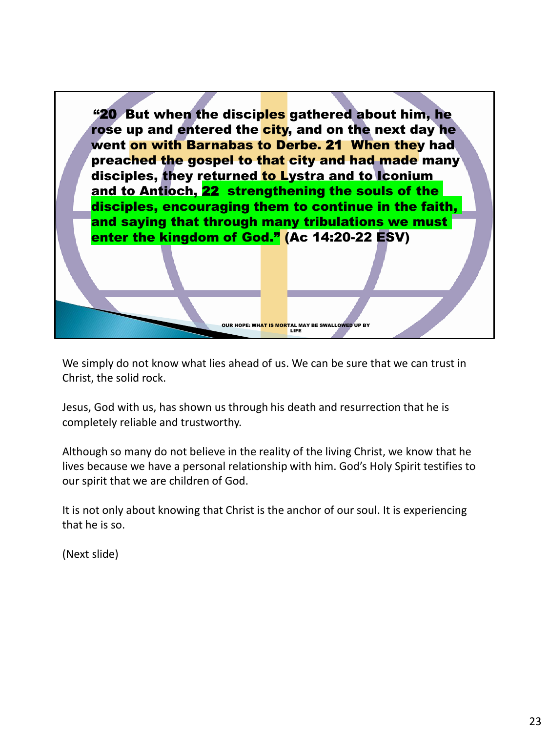**"20 But when the disciples gathered about him, he rose up and entered the city, and on the next day he went on with Barnabas to Derbe. 21 When they had preached the gospel to that city and had made many disciples, they returned to Lystra and to Iconium and to Antioch, 22 strengthening the souls of the disciples, encouraging them to continue in the faith, and saying that through many tribulations we must enter the kingdom of God." (Ac 14:20-22 ESV)**

OUR HOPE: WHAT IS MORTAL MAY BE SWALLOWED UP BY LIFE

We simply do not know what lies ahead of us. We can be sure that we can trust in Christ, the solid rock.

Jesus, God with us, has shown us through his death and resurrection that he is completely reliable and trustworthy.

Although so many do not believe in the reality of the living Christ, we know that he lives because we have a personal relationship with him. God's Holy Spirit testifies to our spirit that we are children of God.

It is not only about knowing that Christ is the anchor of our soul. It is experiencing that he is so.

(Next slide)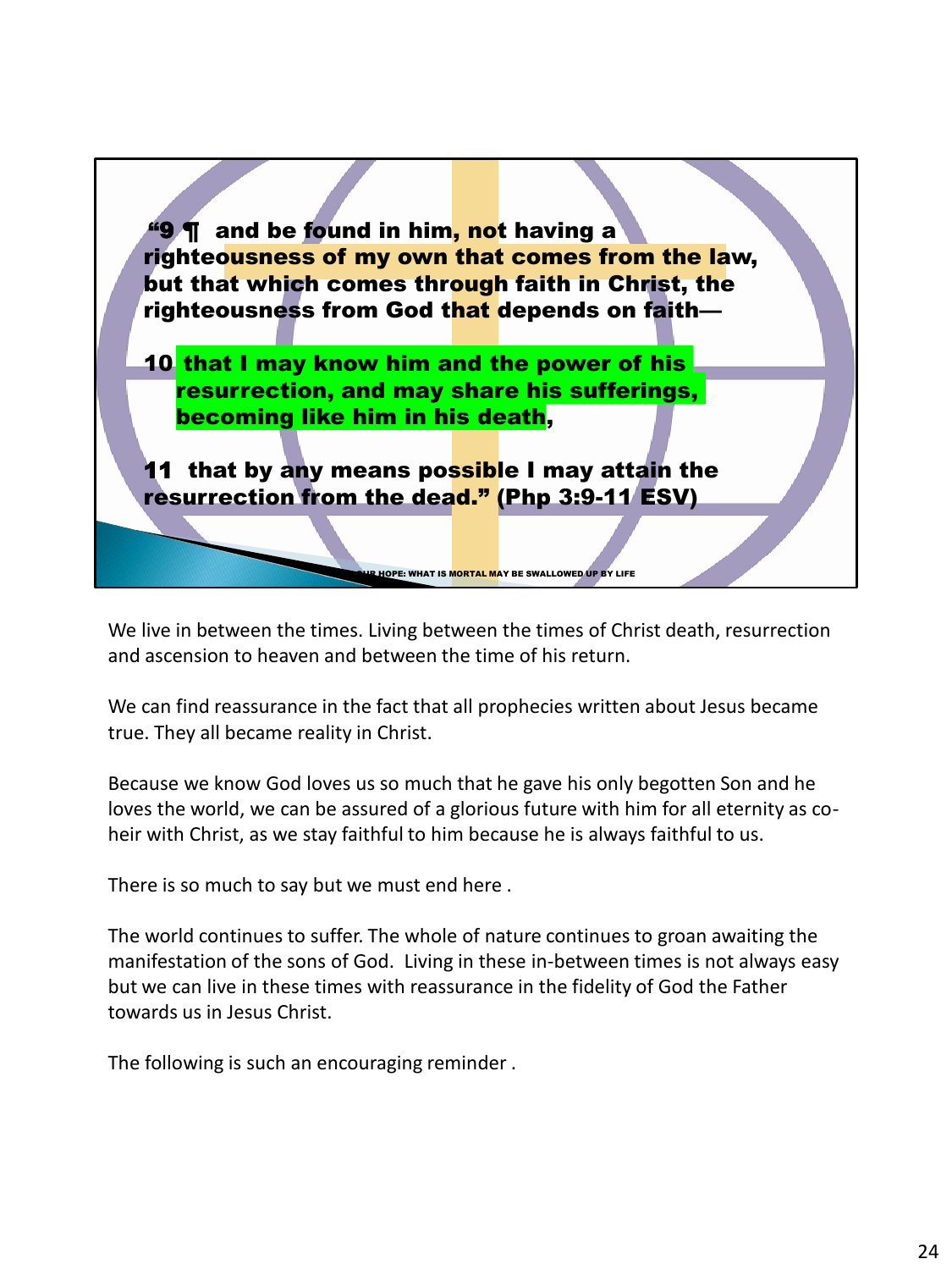**"9 ¶ and be found in him, not having a righteousness of my own that comes from the law, but that which comes through faith in Christ, the righteousness from God that depends on faith—**

**10 that I may know him and the power of his resurrection, and may share his sufferings, becoming like him in his death,**

**11 that by any means possible I may attain the resurrection from the dead." (Php 3:9-11 ESV)**

OUR HOPE: WHAT IS MORTAL MAY BE SWALLOWED UP BY LIFE

We live in between the times. Living between the times of Christ death, resurrection and ascension to heaven and between the time of his return.

We can find reassurance in the fact that all prophecies written about Jesus became true. They all became reality in Christ.

Because we know God loves us so much that he gave his only begotten Son and he loves the world, we can be assured of a glorious future with him for all eternity as co-heir with Christ, as we stay faithful to him because he is always faithful to us.

There is so much to say but we must end here .

The world continues to suffer. The whole of nature continues to groan awaiting the manifestation of the sons of God. Living in these in-between times is not always easy but we can live in these times with reassurance in the fidelity of God the Father towards us in Jesus Christ.

The following is such an encouraging reminder .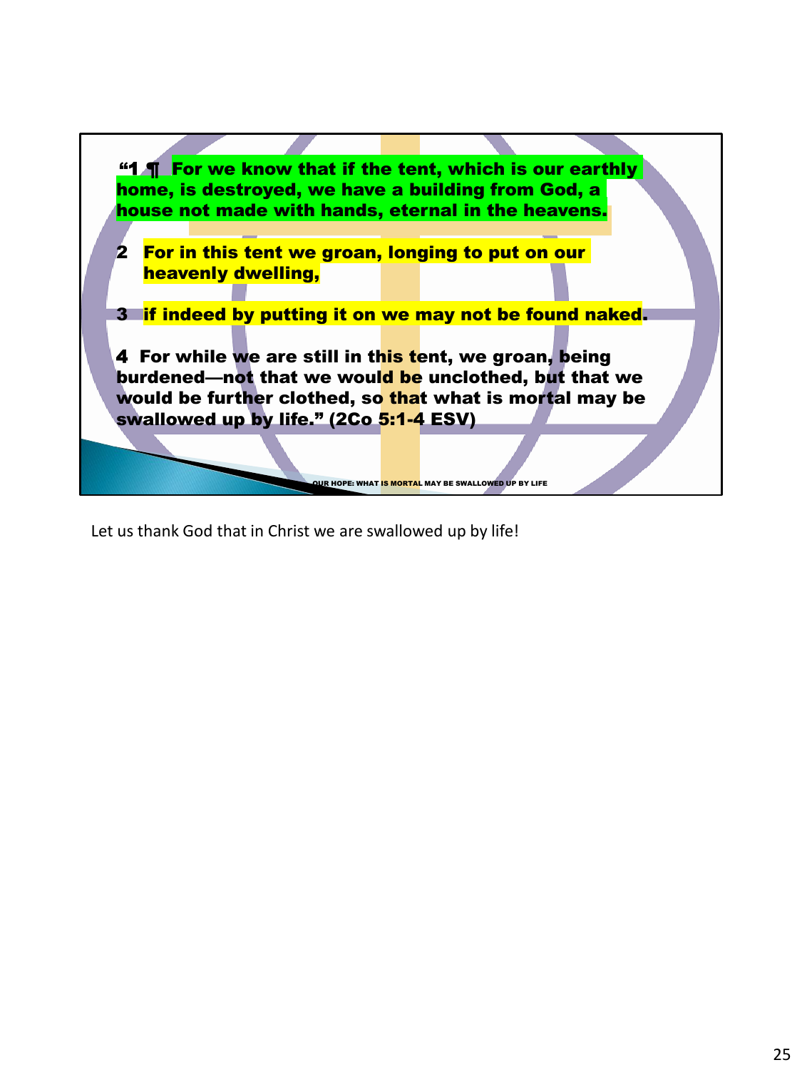**"1 ¶ For we know that if the tent, which is our earthly home, is destroyed, we have a building from God, a house not made with hands, eternal in the heavens.**

**2 For in this tent we groan, longing to put on our heavenly dwelling,**

**3 if indeed by putting it on we may not be found naked.**

**4 For while we are still in this tent, we groan, being burdened—not that we would be unclothed, but that we would be further clothed, so that what is mortal may be swallowed up by life." (2Co 5:1-4 ESV)**

OUR HOPE: WHAT IS MORTAL MAY BE SWALLOWED UP BY LIFE

Let us thank God that in Christ we are swallowed up by life!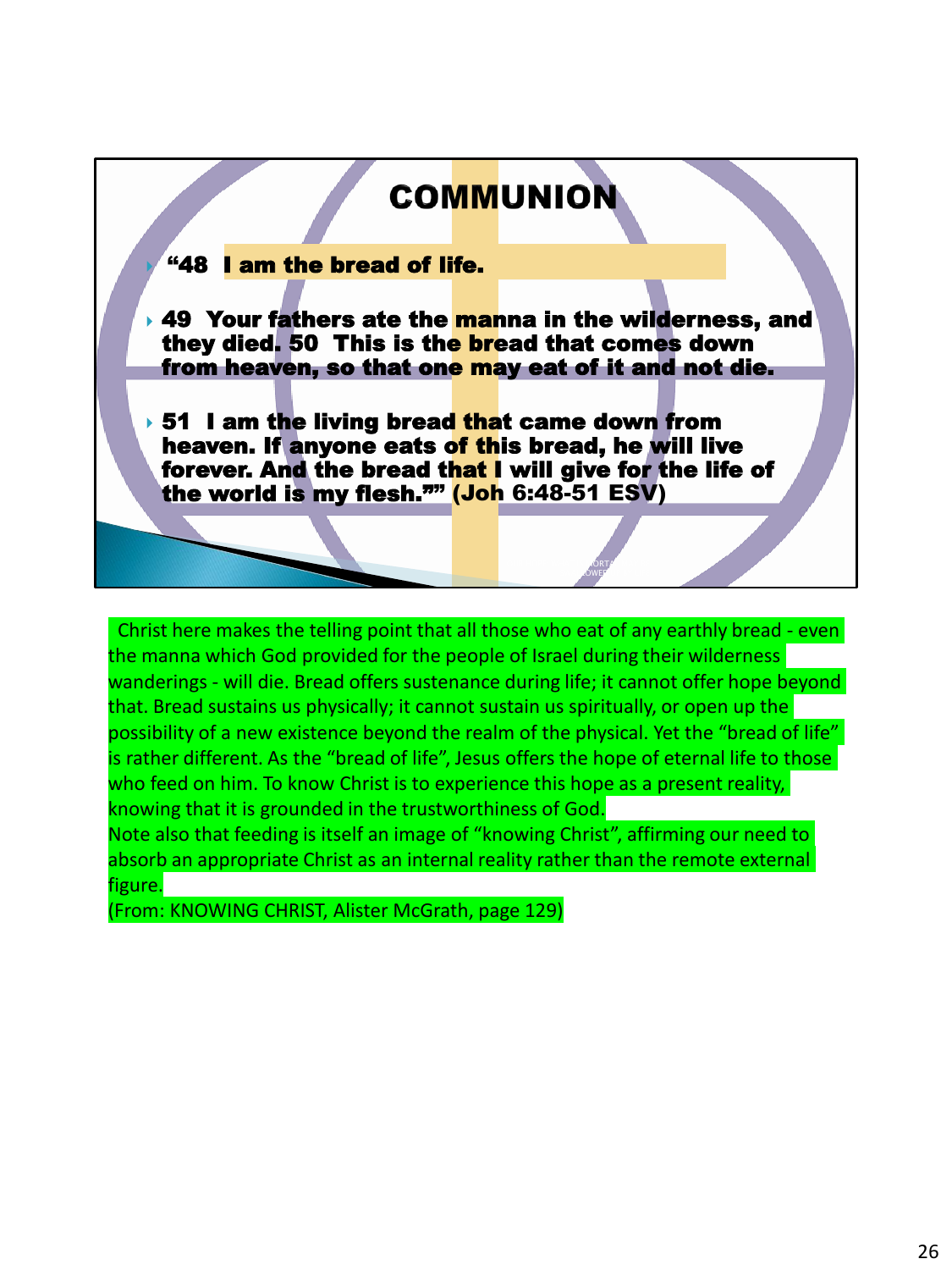# COMMUNION

- “48 I am the bread of life.
- 49 Your fathers ate the manna in the wilderness, and they died. 50 This is the bread that comes down from heaven, so that one may eat of it and not die.
- 51 I am the living bread that came down from heaven. If anyone eats of this bread, he will live forever. And the bread that I will give for the life of the world is my flesh.”” (Joh 6:48-51 ESV)

Christ here makes the telling point that all those who eat of any earthly bread - even the manna which God provided for the people of Israel during their wilderness wanderings - will die. Bread offers sustenance during life; it cannot offer hope beyond that. Bread sustains us physically; it cannot sustain us spiritually, or open up the possibility of a new existence beyond the realm of the physical. Yet the “bread of life” is rather different. As the “bread of life”, Jesus offers the hope of eternal life to those who feed on him. To know Christ is to experience this hope as a present reality, knowing that it is grounded in the trustworthiness of God.

Note also that feeding is itself an image of “knowing Christ”, affirming our need to absorb an appropriate Christ as an internal reality rather than the remote external figure.

(From: KNOWING CHRIST, Alister McGrath, page 129)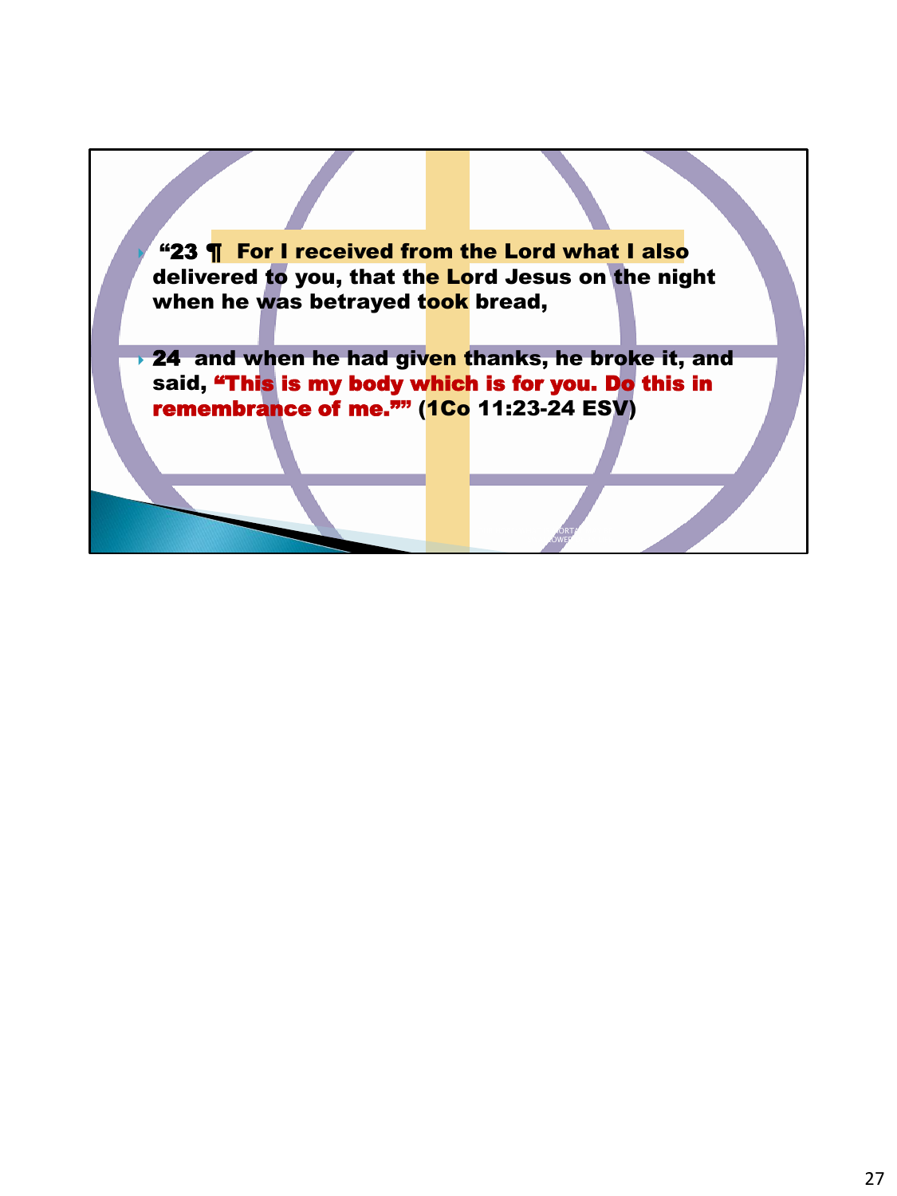- "23 ¶ For I received from the Lord what I also delivered to you, that the Lord Jesus on the night when he was betrayed took bread,
- 24 and when he had given thanks, he broke it, and said, **"This is my body which is for you. Do this in remembrance of me.""** (1Co 11:23-24 ESV)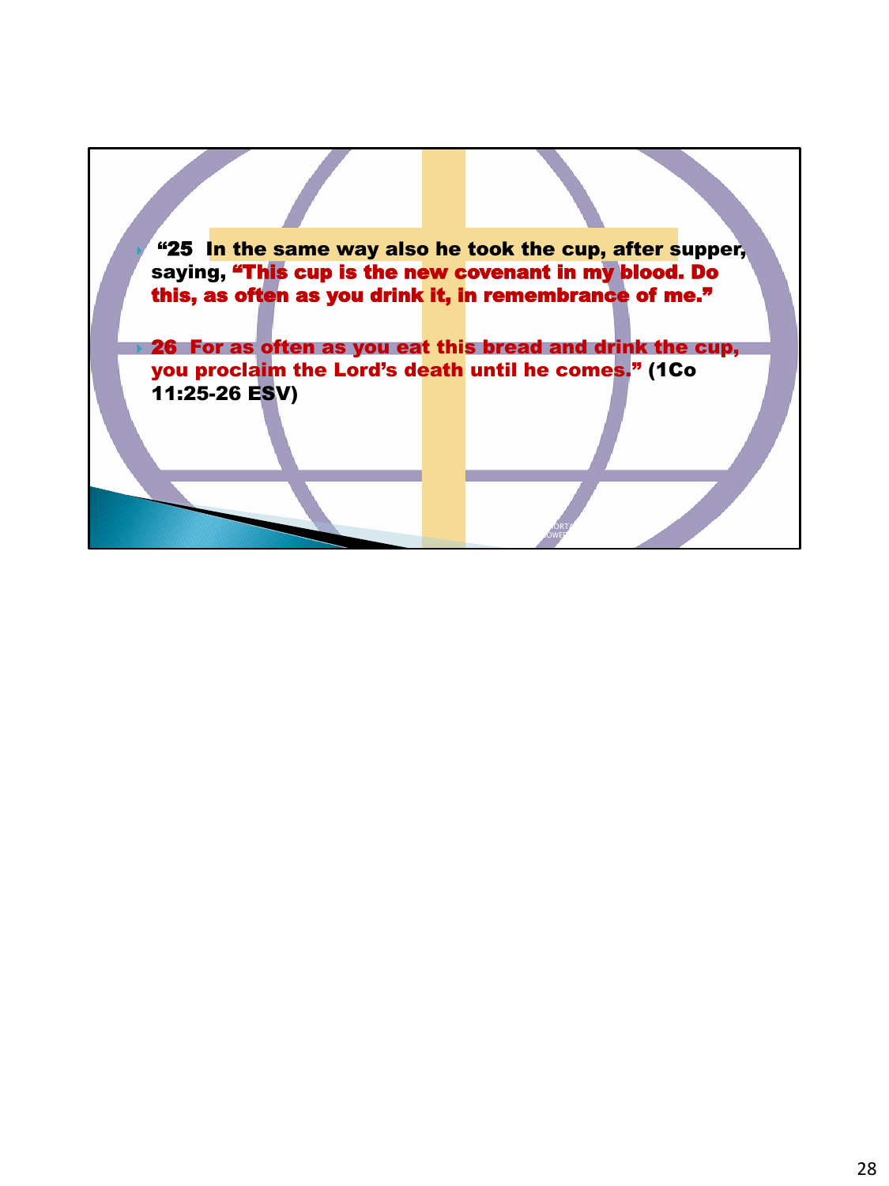- "25 In the same way also he took the cup, after supper, saying, **"This cup is the new covenant in my blood. Do this, as often as you drink it, in remembrance of me."**

- **26 For as often as you eat this bread and drink the cup, you proclaim the Lord's death until he comes."** (1Co 11:25-26 ESV)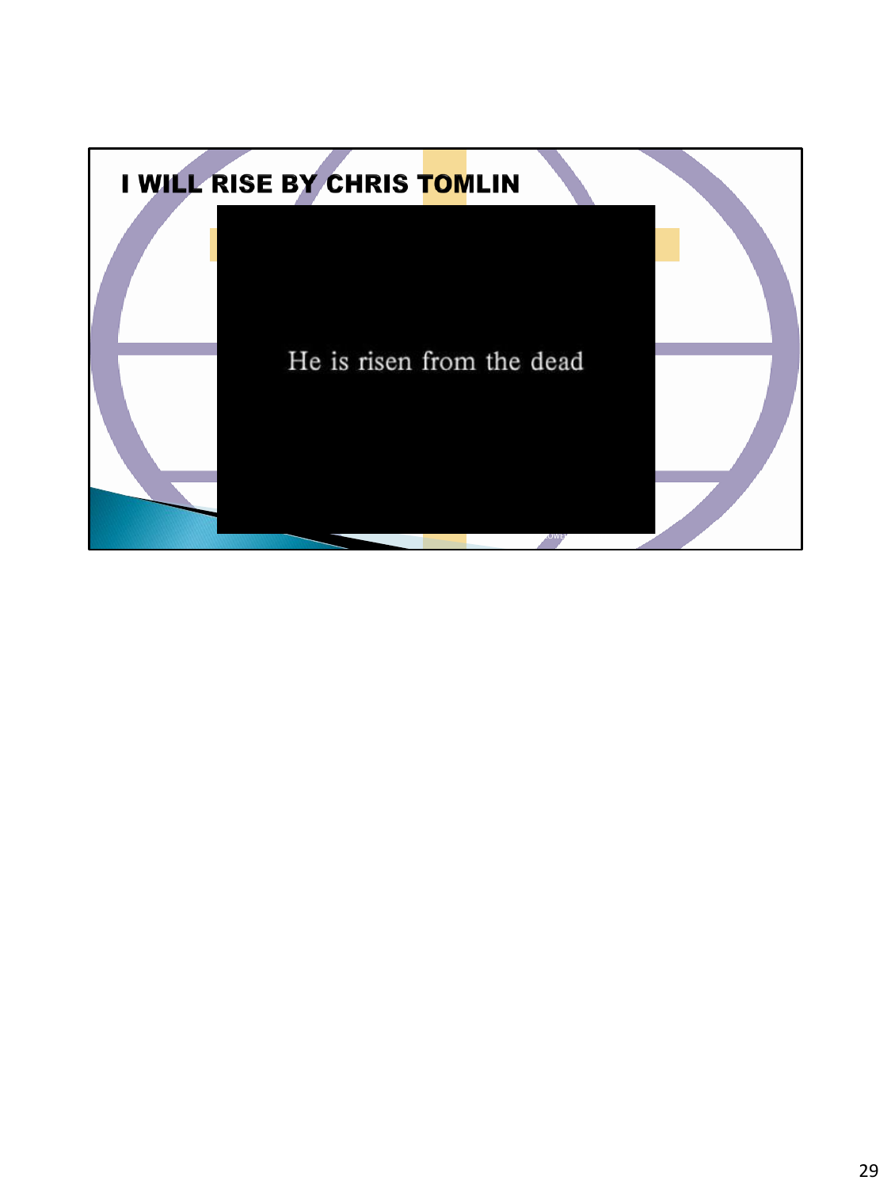# I WILL RISE BY CHRIS TOMLIN

He is risen from the dead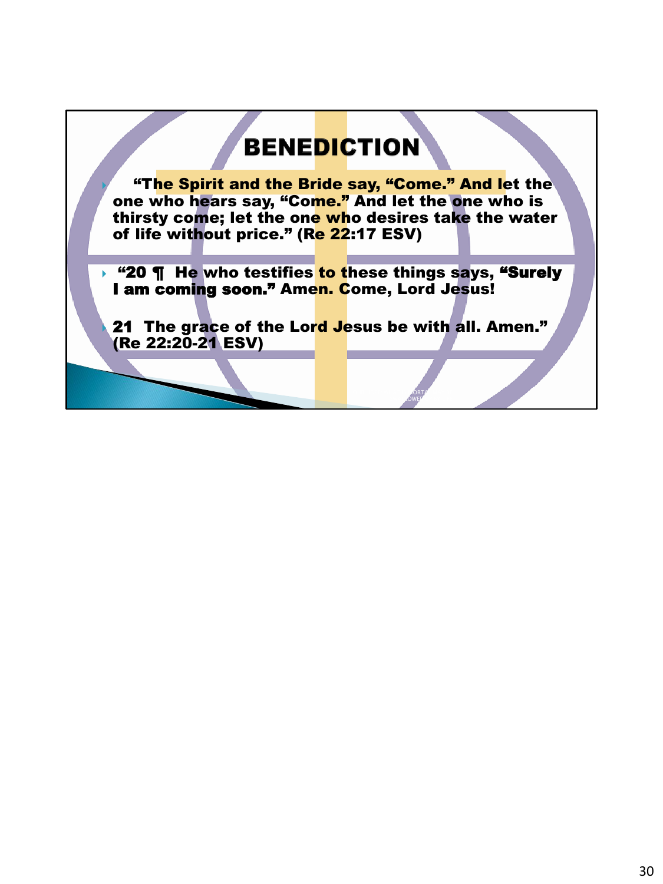# BENEDICTION

- "The Spirit and the Bride say, "Come." And let the one who hears say, "Come." And let the one who is thirsty come; let the one who desires take the water of life without price." (Re 22:17 ESV)
- "20 ¶ He who testifies to these things says, "Surely I am coming soon." Amen. Come, Lord Jesus!
- 21 The grace of the Lord Jesus be with all. Amen." (Re 22:20-21 ESV)